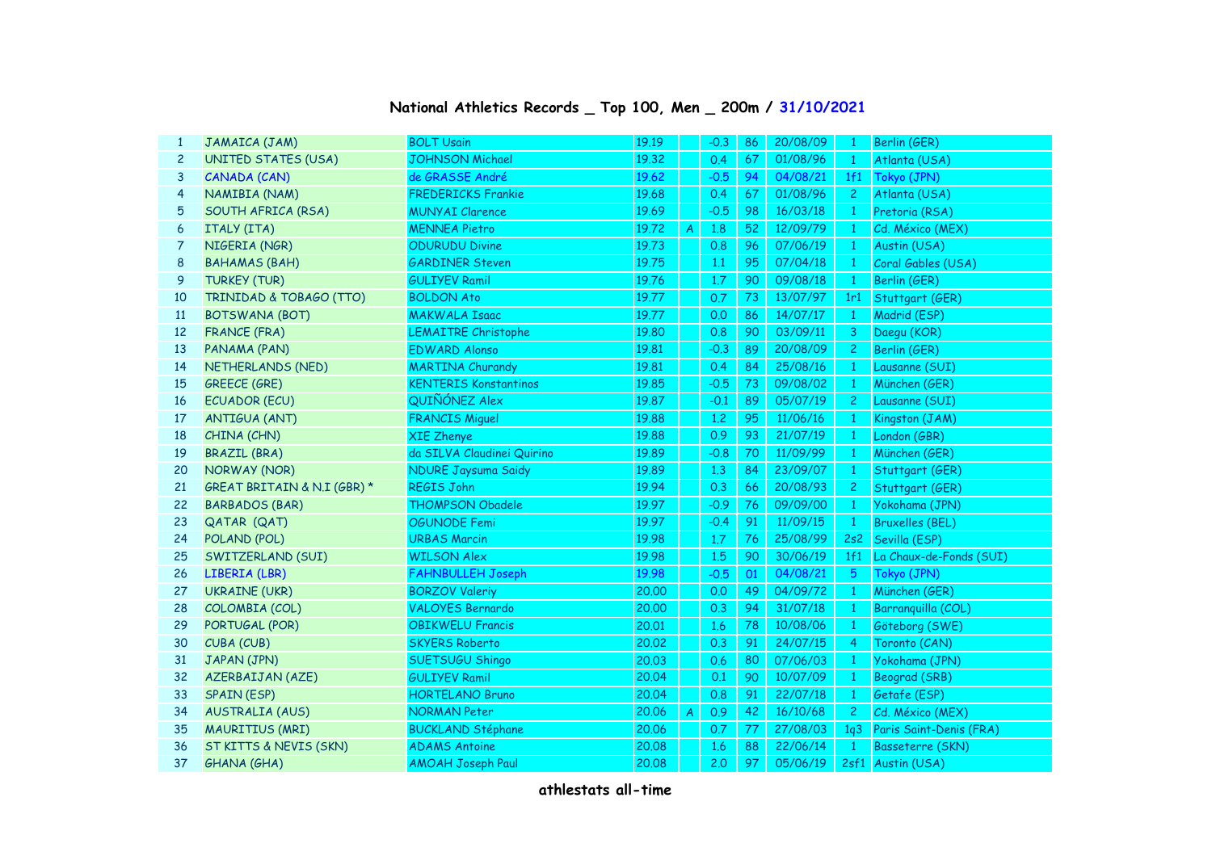# National Athletics Records _ Top 100, Men _ 200m / 31/10/2021

| | | | | | | | | | |
|---|---|---|---|---|---|---|---|---|---|
| 1 | JAMAICA (JAM) | BOLT Usain | 19.19 | | -0.3 | 86 | 20/08/09 | 1 | Berlin (GER) |
| 2 | UNITED STATES (USA) | JOHNSON Michael | 19.32 | | 0.4 | 67 | 01/08/96 | 1 | Atlanta (USA) |
| 3 | CANADA (CAN) | de GRASSE André | 19.62 | | -0.5 | 94 | 04/08/21 | 1f1 | Tokyo (JPN) |
| 4 | NAMIBIA (NAM) | FREDERICKS Frankie | 19.68 | | 0.4 | 67 | 01/08/96 | 2 | Atlanta (USA) |
| 5 | SOUTH AFRICA (RSA) | MUNYAI Clarence | 19.69 | | -0.5 | 98 | 16/03/18 | 1 | Pretoria (RSA) |
| 6 | ITALY (ITA) | MENNEA Pietro | 19.72 | A | 1.8 | 52 | 12/09/79 | 1 | Cd. México (MEX) |
| 7 | NIGERIA (NGR) | ODURUDU Divine | 19.73 | | 0.8 | 96 | 07/06/19 | 1 | Austin (USA) |
| 8 | BAHAMAS (BAH) | GARDINER Steven | 19.75 | | 1.1 | 95 | 07/04/18 | 1 | Coral Gables (USA) |
| 9 | TURKEY (TUR) | GULIYEV Ramil | 19.76 | | 1.7 | 90 | 09/08/18 | 1 | Berlin (GER) |
| 10 | TRINIDAD & TOBAGO (TTO) | BOLDON Ato | 19.77 | | 0.7 | 73 | 13/07/97 | 1r1 | Stuttgart (GER) |
| 11 | BOTSWANA (BOT) | MAKWALA Isaac | 19.77 | | 0.0 | 86 | 14/07/17 | 1 | Madrid (ESP) |
| 12 | FRANCE (FRA) | LEMAITRE Christophe | 19.80 | | 0.8 | 90 | 03/09/11 | 3 | Daegu (KOR) |
| 13 | PANAMA (PAN) | EDWARD Alonso | 19.81 | | -0.3 | 89 | 20/08/09 | 2 | Berlin (GER) |
| 14 | NETHERLANDS (NED) | MARTINA Churandy | 19.81 | | 0.4 | 84 | 25/08/16 | 1 | Lausanne (SUI) |
| 15 | GREECE (GRE) | KENTERIS Konstantinos | 19.85 | | -0.5 | 73 | 09/08/02 | 1 | München (GER) |
| 16 | ECUADOR (ECU) | QUIÑÓNEZ Alex | 19.87 | | -0.1 | 89 | 05/07/19 | 2 | Lausanne (SUI) |
| 17 | ANTIGUA (ANT) | FRANCIS Miguel | 19.88 | | 1.2 | 95 | 11/06/16 | 1 | Kingston (JAM) |
| 18 | CHINA (CHN) | XIE Zhenye | 19.88 | | 0.9 | 93 | 21/07/19 | 1 | London (GBR) |
| 19 | BRAZIL (BRA) | da SILVA Claudinei Quirino | 19.89 | | -0.8 | 70 | 11/09/99 | 1 | München (GER) |
| 20 | NORWAY (NOR) | NDURE Jaysuma Saidy | 19.89 | | 1.3 | 84 | 23/09/07 | 1 | Stuttgart (GER) |
| 21 | GREAT BRITAIN & N.I (GBR) * | REGIS John | 19.94 | | 0.3 | 66 | 20/08/93 | 2 | Stuttgart (GER) |
| 22 | BARBADOS (BAR) | THOMPSON Obadele | 19.97 | | -0.9 | 76 | 09/09/00 | 1 | Yokohama (JPN) |
| 23 | QATAR (QAT) | OGUNODE Femi | 19.97 | | -0.4 | 91 | 11/09/15 | 1 | Bruxelles (BEL) |
| 24 | POLAND (POL) | URBAS Marcin | 19.98 | | 1.7 | 76 | 25/08/99 | 2s2 | Sevilla (ESP) |
| 25 | SWITZERLAND (SUI) | WILSON Alex | 19.98 | | 1.5 | 90 | 30/06/19 | 1f1 | La Chaux-de-Fonds (SUI) |
| 26 | LIBERIA (LBR) | FAHNBULLEH Joseph | 19.98 | | -0.5 | 01 | 04/08/21 | 5 | Tokyo (JPN) |
| 27 | UKRAINE (UKR) | BORZOV Valeriy | 20.00 | | 0.0 | 49 | 04/09/72 | 1 | München (GER) |
| 28 | COLOMBIA (COL) | VALOYES Bernardo | 20.00 | | 0.3 | 94 | 31/07/18 | 1 | Barranquilla (COL) |
| 29 | PORTUGAL (POR) | OBIKWELU Francis | 20.01 | | 1.6 | 78 | 10/08/06 | 1 | Göteborg (SWE) |
| 30 | CUBA (CUB) | SKYERS Roberto | 20.02 | | 0.3 | 91 | 24/07/15 | 4 | Toronto (CAN) |
| 31 | JAPAN (JPN) | SUETSUGU Shingo | 20.03 | | 0.6 | 80 | 07/06/03 | 1 | Yokohama (JPN) |
| 32 | AZERBAIJAN (AZE) | GULIYEV Ramil | 20.04 | | 0.1 | 90 | 10/07/09 | 1 | Beograd (SRB) |
| 33 | SPAIN (ESP) | HORTELANO Bruno | 20.04 | | 0.8 | 91 | 22/07/18 | 1 | Getafe (ESP) |
| 34 | AUSTRALIA (AUS) | NORMAN Peter | 20.06 | A | 0.9 | 42 | 16/10/68 | 2 | Cd. México (MEX) |
| 35 | MAURITIUS (MRI) | BUCKLAND Stéphane | 20.06 | | 0.7 | 77 | 27/08/03 | 1q3 | Paris Saint-Denis (FRA) |
| 36 | ST KITTS & NEVIS (SKN) | ADAMS Antoine | 20.08 | | 1.6 | 88 | 22/06/14 | 1 | Basseterre (SKN) |
| 37 | GHANA (GHA) | AMOAH Joseph Paul | 20.08 | | 2.0 | 97 | 05/06/19 | 2sf1 | Austin (USA) |

athlestats all-time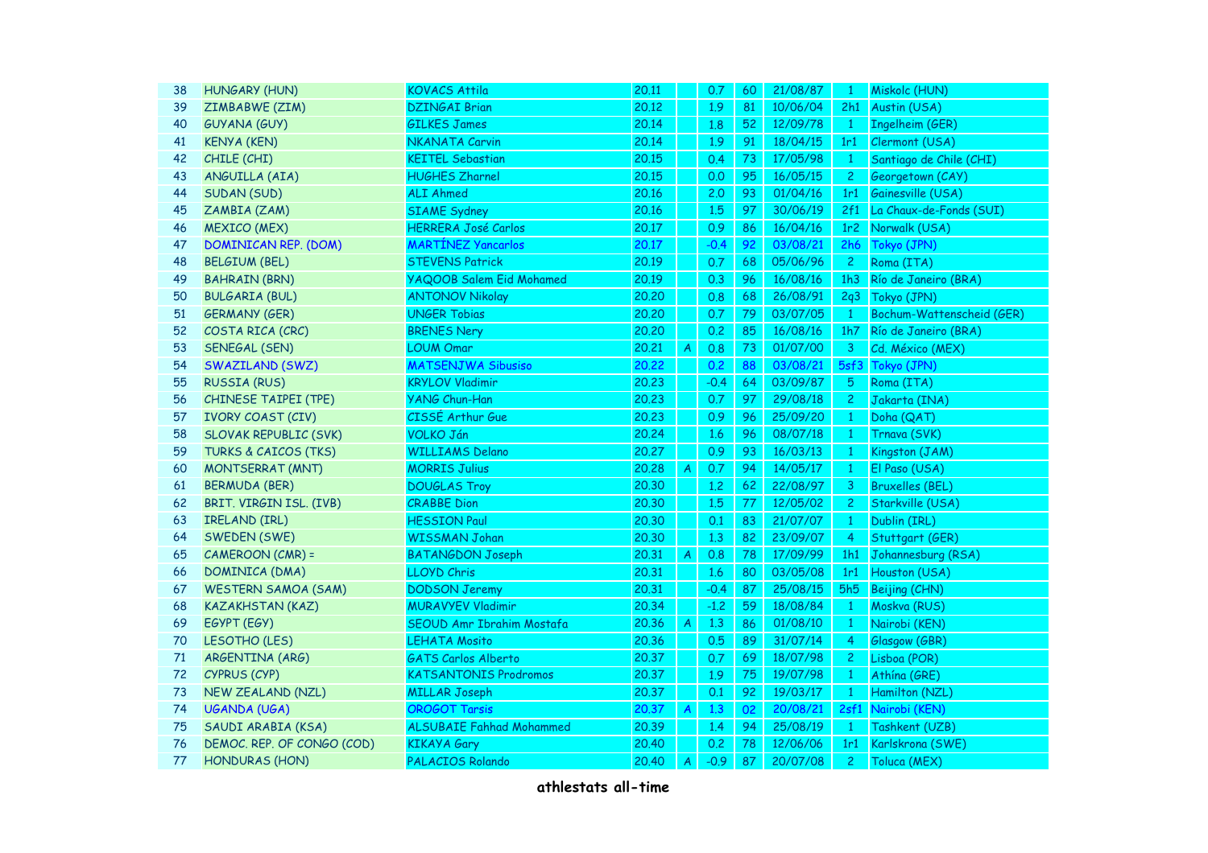| 38 | HUNGARY (HUN) | KOVACS Attila | 20.11 | | 0.7 | 60 | 21/08/87 | 1 | Miskolc (HUN) |
|---|---|---|---|---|---|---|---|---|---|
| 39 | ZIMBABWE (ZIM) | DZINGAI Brian | 20.12 | | 1.9 | 81 | 10/06/04 | 2h1 | Austin (USA) |
| 40 | GUYANA (GUY) | GILKES James | 20.14 | | 1.8 | 52 | 12/09/78 | 1 | Ingelheim (GER) |
| 41 | KENYA (KEN) | NKANATA Carvin | 20.14 | | 1.9 | 91 | 18/04/15 | 1r1 | Clermont (USA) |
| 42 | CHILE (CHI) | KEITEL Sebastian | 20.15 | | 0.4 | 73 | 17/05/98 | 1 | Santiago de Chile (CHI) |
| 43 | ANGUILLA (AIA) | HUGHES Zharnel | 20.15 | | 0.0 | 95 | 16/05/15 | 2 | Georgetown (CAY) |
| 44 | SUDAN (SUD) | ALI Ahmed | 20.16 | | 2.0 | 93 | 01/04/16 | 1r1 | Gainesville (USA) |
| 45 | ZAMBIA (ZAM) | SIAME Sydney | 20.16 | | 1.5 | 97 | 30/06/19 | 2f1 | La Chaux-de-Fonds (SUI) |
| 46 | MEXICO (MEX) | HERRERA José Carlos | 20.17 | | 0.9 | 86 | 16/04/16 | 1r2 | Norwalk (USA) |
| 47 | DOMINICAN REP. (DOM) | MARTÍNEZ Yancarlos | 20.17 | | -0.4 | 92 | 03/08/21 | 2h6 | Tokyo (JPN) |
| 48 | BELGIUM (BEL) | STEVENS Patrick | 20.19 | | 0.7 | 68 | 05/06/96 | 2 | Roma (ITA) |
| 49 | BAHRAIN (BRN) | YAQOOB Salem Eid Mohamed | 20.19 | | 0.3 | 96 | 16/08/16 | 1h3 | Río de Janeiro (BRA) |
| 50 | BULGARIA (BUL) | ANTONOV Nikolay | 20.20 | | 0.8 | 68 | 26/08/91 | 2q3 | Tokyo (JPN) |
| 51 | GERMANY (GER) | UNGER Tobias | 20.20 | | 0.7 | 79 | 03/07/05 | 1 | Bochum-Wattenscheid (GER) |
| 52 | COSTA RICA (CRC) | BRENES Nery | 20.20 | | 0.2 | 85 | 16/08/16 | 1h7 | Río de Janeiro (BRA) |
| 53 | SENEGAL (SEN) | LOUM Omar | 20.21 | A | 0.8 | 73 | 01/07/00 | 3 | Cd. México (MEX) |
| 54 | SWAZILAND (SWZ) | MATSENJWA Sibusiso | 20.22 | | 0.2 | 88 | 03/08/21 | 5sf3 | Tokyo (JPN) |
| 55 | RUSSIA (RUS) | KRYLOV Vladimir | 20.23 | | -0.4 | 64 | 03/09/87 | 5 | Roma (ITA) |
| 56 | CHINESE TAIPEI (TPE) | YANG Chun-Han | 20.23 | | 0.7 | 97 | 29/08/18 | 2 | Jakarta (INA) |
| 57 | IVORY COAST (CIV) | CISSÉ Arthur Gue | 20.23 | | 0.9 | 96 | 25/09/20 | 1 | Doha (QAT) |
| 58 | SLOVAK REPUBLIC (SVK) | VOLKO Ján | 20.24 | | 1.6 | 96 | 08/07/18 | 1 | Trnava (SVK) |
| 59 | TURKS & CAICOS (TKS) | WILLIAMS Delano | 20.27 | | 0.9 | 93 | 16/03/13 | 1 | Kingston (JAM) |
| 60 | MONTSERRAT (MNT) | MORRIS Julius | 20.28 | A | 0.7 | 94 | 14/05/17 | 1 | El Paso (USA) |
| 61 | BERMUDA (BER) | DOUGLAS Troy | 20.30 | | 1.2 | 62 | 22/08/97 | 3 | Bruxelles (BEL) |
| 62 | BRIT. VIRGIN ISL. (IVB) | CRABBE Dion | 20.30 | | 1.5 | 77 | 12/05/02 | 2 | Starkville (USA) |
| 63 | IRELAND (IRL) | HESSION Paul | 20.30 | | 0.1 | 83 | 21/07/07 | 1 | Dublin (IRL) |
| 64 | SWEDEN (SWE) | WISSMAN Johan | 20.30 | | 1.3 | 82 | 23/09/07 | 4 | Stuttgart (GER) |
| 65 | CAMEROON (CMR) = | BATANGDON Joseph | 20.31 | A | 0.8 | 78 | 17/09/99 | 1h1 | Johannesburg (RSA) |
| 66 | DOMINICA (DMA) | LLOYD Chris | 20.31 | | 1.6 | 80 | 03/05/08 | 1r1 | Houston (USA) |
| 67 | WESTERN SAMOA (SAM) | DODSON Jeremy | 20.31 | | -0.4 | 87 | 25/08/15 | 5h5 | Beijing (CHN) |
| 68 | KAZAKHSTAN (KAZ) | MURAVYEV Vladimir | 20.34 | | -1.2 | 59 | 18/08/84 | 1 | Moskva (RUS) |
| 69 | EGYPT (EGY) | SEOUD Amr Ibrahim Mostafa | 20.36 | A | 1.3 | 86 | 01/08/10 | 1 | Nairobi (KEN) |
| 70 | LESOTHO (LES) | LEHATA Mosito | 20.36 | | 0.5 | 89 | 31/07/14 | 4 | Glasgow (GBR) |
| 71 | ARGENTINA (ARG) | GATS Carlos Alberto | 20.37 | | 0.7 | 69 | 18/07/98 | 2 | Lisboa (POR) |
| 72 | CYPRUS (CYP) | KATSANTONIS Prodromos | 20.37 | | 1.9 | 75 | 19/07/98 | 1 | Athína (GRE) |
| 73 | NEW ZEALAND (NZL) | MILLAR Joseph | 20.37 | | 0.1 | 92 | 19/03/17 | 1 | Hamilton (NZL) |
| 74 | UGANDA (UGA) | OROGOT Tarsis | 20.37 | A | 1.3 | 02 | 20/08/21 | 2sf1 | Nairobi (KEN) |
| 75 | SAUDI ARABIA (KSA) | ALSUBAIE Fahhad Mohammed | 20.39 | | 1.4 | 94 | 25/08/19 | 1 | Tashkent (UZB) |
| 76 | DEMOC. REP. OF CONGO (COD) | KIKAYA Gary | 20.40 | | 0.2 | 78 | 12/06/06 | 1r1 | Karlskrona (SWE) |
| 77 | HONDURAS (HON) | PALACIOS Rolando | 20.40 | A | -0.9 | 87 | 20/07/08 | 2 | Toluca (MEX) |

**athlestats all-time**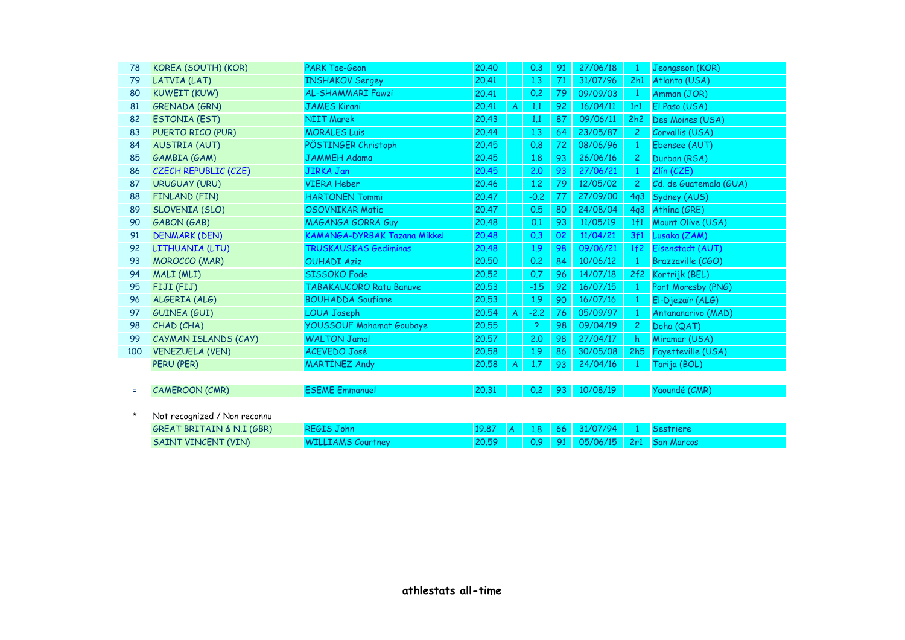| | | | | | | | | | | |
|---|---|---|---|---|---|---|---|---|---|---|
| 78 | KOREA (SOUTH) (KOR) | PARK Tae-Geon | 20.40 | | 0.3 | 91 | 27/06/18 | 1 | Jeongseon (KOR) |
| 79 | LATVIA (LAT) | INSHAKOV Sergey | 20.41 | | 1.3 | 71 | 31/07/96 | 2h1 | Atlanta (USA) |
| 80 | KUWEIT (KUW) | AL-SHAMMARI Fawzi | 20.41 | | 0.2 | 79 | 09/09/03 | 1 | Amman (JOR) |
| 81 | GRENADA (GRN) | JAMES Kirani | 20.41 | A | 1.1 | 92 | 16/04/11 | 1r1 | El Paso (USA) |
| 82 | ESTONIA (EST) | NIIT Marek | 20.43 | | 1.1 | 87 | 09/06/11 | 2h2 | Des Moines (USA) |
| 83 | PUERTO RICO (PUR) | MORALES Luis | 20.44 | | 1.3 | 64 | 23/05/87 | 2 | Corvallis (USA) |
| 84 | AUSTRIA (AUT) | PÖSTINGER Christoph | 20.45 | | 0.8 | 72 | 08/06/96 | 1 | Ebensee (AUT) |
| 85 | GAMBIA (GAM) | JAMMEH Adama | 20.45 | | 1.8 | 93 | 26/06/16 | 2 | Durban (RSA) |
| 86 | CZECH REPUBLIC (CZE) | JIRKA Jan | 20.45 | | 2.0 | 93 | 27/06/21 | 1 | Zlín (CZE) |
| 87 | URUGUAY (URU) | VIERA Heber | 20.46 | | 1.2 | 79 | 12/05/02 | 2 | Cd. de Guatemala (GUA) |
| 88 | FINLAND (FIN) | HARTONEN Tommi | 20.47 | | -0.2 | 77 | 27/09/00 | 4q3 | Sydney (AUS) |
| 89 | SLOVENIA (SLO) | OSOVNIKAR Matic | 20.47 | | 0.5 | 80 | 24/08/04 | 4q3 | Athína (GRE) |
| 90 | GABON (GAB) | MAGANGA GORRA Guy | 20.48 | | 0.1 | 93 | 11/05/19 | 1f1 | Mount Olive (USA) |
| 91 | DENMARK (DEN) | KAMANGA-DYRBAK Tazana Mikkel | 20.48 | | 0.3 | 02 | 11/04/21 | 3f1 | Lusaka (ZAM) |
| 92 | LITHUANIA (LTU) | TRUSKAUSKAS Gediminas | 20.48 | | 1.9 | 98 | 09/06/21 | 1f2 | Eisenstadt (AUT) |
| 93 | MOROCCO (MAR) | OUHADI Aziz | 20.50 | | 0.2 | 84 | 10/06/12 | 1 | Brazzaville (CGO) |
| 94 | MALI (MLI) | SISSOKO Fode | 20.52 | | 0.7 | 96 | 14/07/18 | 2f2 | Kortrijk (BEL) |
| 95 | FIJI (FIJ) | TABAKAUCORO Ratu Banuve | 20.53 | | -1.5 | 92 | 16/07/15 | 1 | Port Moresby (PNG) |
| 96 | ALGERIA (ALG) | BOUHADDA Soufiane | 20.53 | | 1.9 | 90 | 16/07/16 | 1 | El-Djezair (ALG) |
| 97 | GUINEA (GUI) | LOUA Joseph | 20.54 | A | -2.2 | 76 | 05/09/97 | 1 | Antananarivo (MAD) |
| 98 | CHAD (CHA) | YOUSSOUF Mahamat Goubaye | 20.55 | | ? | 98 | 09/04/19 | 2 | Doha (QAT) |
| 99 | CAYMAN ISLANDS (CAY) | WALTON Jamal | 20.57 | | 2.0 | 98 | 27/04/17 | h | Miramar (USA) |
| 100 | VENEZUELA (VEN) | ACEVEDO José | 20.58 | | 1.9 | 86 | 30/05/08 | 2h5 | Fayetteville (USA) |
| | PERU (PER) | MARTÍNEZ Andy | 20.58 | A | 1.7 | 93 | 24/04/16 | 1 | Tarija (BOL) |
| | | | | | | | | | |
| = | CAMEROON (CMR) | ESEME Emmanuel | 20.31 | | 0.2 | 93 | 10/08/19 | | Yaoundé (CMR) |
| | | | | | | | | | |
| * | Not recognized / Non reconnu | | | | | | | | |
| | GREAT BRITAIN & N.I (GBR) | REGIS John | 19.87 | A | 1.8 | 66 | 31/07/94 | 1 | Sestriere |
| | SAINT VINCENT (VIN) | WILLIAMS Courtney | 20.59 | | 0.9 | 91 | 05/06/15 | 2r1 | San Marcos |

**athlestats all-time**